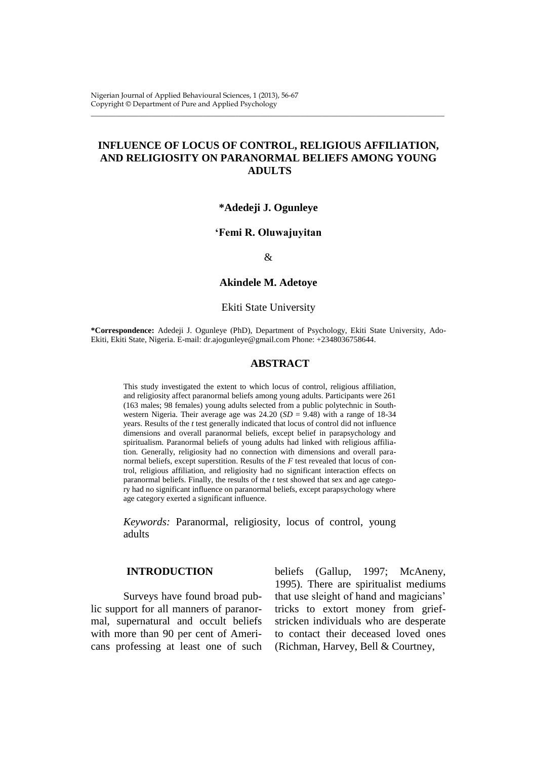# INFLUENCE OF LOCUS OF CONTROL, RELIGIOUS AFFILIATION, AND RELIGIOSITY ON PARANORMAL BELIEFS AMONG YOUNG ADULTS

**\*Adedeji J. Ogunleye**

**'Femi R. Oluwajuyitan**

&

**Akindele M. Adetoye**

Ekiti State University

**\*Correspondence:** Adedeji J. Ogunleye (PhD), Department of Psychology, Ekiti State University, Ado-Ekiti, Ekiti State, Nigeria. E-mail: dr.ajogunleye@gmail.com Phone: +2348036758644.

## ABSTRACT

This study investigated the extent to which locus of control, religious affiliation, and religiosity affect paranormal beliefs among young adults. Participants were 261 (163 males; 98 females) young adults selected from a public polytechnic in South-western Nigeria. Their average age was 24.20 (*SD* = 9.48) with a range of 18-34 years. Results of the *t* test generally indicated that locus of control did not influence dimensions and overall paranormal beliefs, except belief in parapsychology and spiritualism. Paranormal beliefs of young adults had linked with religious affiliation. Generally, religiosity had no connection with dimensions and overall paranormal beliefs, except superstition. Results of the *F* test revealed that locus of control, religious affiliation, and religiosity had no significant interaction effects on paranormal beliefs. Finally, the results of the *t* test showed that sex and age category had no significant influence on paranormal beliefs, except parapsychology where age category exerted a significant influence.

*Keywords:* Paranormal, religiosity, locus of control, young adults

## INTRODUCTION

Surveys have found broad public support for all manners of paranormal, supernatural and occult beliefs with more than 90 per cent of Americans professing at least one of such beliefs (Gallup, 1997; McAneny, 1995). There are spiritualist mediums that use sleight of hand and magicians' tricks to extort money from grief-stricken individuals who are desperate to contact their deceased loved ones (Richman, Harvey, Bell & Courtney,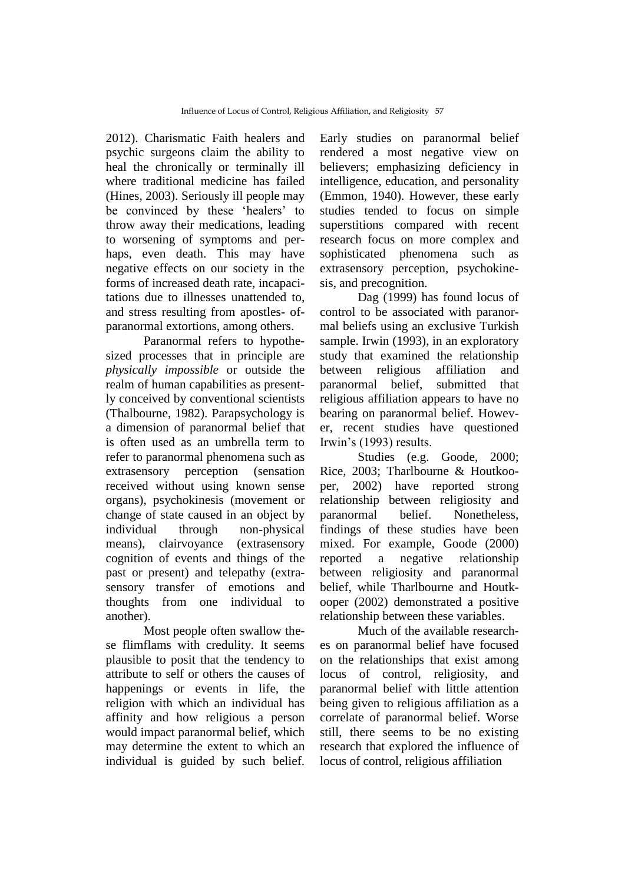2012). Charismatic Faith healers and psychic surgeons claim the ability to heal the chronically or terminally ill where traditional medicine has failed (Hines, 2003). Seriously ill people may be convinced by these 'healers' to throw away their medications, leading to worsening of symptoms and perhaps, even death. This may have negative effects on our society in the forms of increased death rate, incapacitations due to illnesses unattended to, and stress resulting from apostles- of-paranormal extortions, among others.

Paranormal refers to hypothesized processes that in principle are *physically impossible* or outside the realm of human capabilities as presently conceived by conventional scientists (Thalbourne, 1982). Parapsychology is a dimension of paranormal belief that is often used as an umbrella term to refer to paranormal phenomena such as extrasensory perception (sensation received without using known sense organs), psychokinesis (movement or change of state caused in an object by individual through non-physical means), clairvoyance (extrasensory cognition of events and things of the past or present) and telepathy (extrasensory transfer of emotions and thoughts from one individual to another).

Most people often swallow these flimflams with credulity. It seems plausible to posit that the tendency to attribute to self or others the causes of happenings or events in life, the religion with which an individual has affinity and how religious a person would impact paranormal belief, which may determine the extent to which an individual is guided by such belief. Early studies on paranormal belief rendered a most negative view on believers; emphasizing deficiency in intelligence, education, and personality (Emmon, 1940). However, these early studies tended to focus on simple superstitions compared with recent research focus on more complex and sophisticated phenomena such as extrasensory perception, psychokinesis, and precognition.

Dag (1999) has found locus of control to be associated with paranormal beliefs using an exclusive Turkish sample. Irwin (1993), in an exploratory study that examined the relationship between religious affiliation and paranormal belief, submitted that religious affiliation appears to have no bearing on paranormal belief. However, recent studies have questioned Irwin's (1993) results.

Studies (e.g. Goode, 2000; Rice, 2003; Tharlbourne & Houtkooper, 2002) have reported strong relationship between religiosity and paranormal belief. Nonetheless, findings of these studies have been mixed. For example, Goode (2000) reported a negative relationship between religiosity and paranormal belief, while Tharlbourne and Houtkooper (2002) demonstrated a positive relationship between these variables.

Much of the available researches on paranormal belief have focused on the relationships that exist among locus of control, religiosity, and paranormal belief with little attention being given to religious affiliation as a correlate of paranormal belief. Worse still, there seems to be no existing research that explored the influence of locus of control, religious affiliation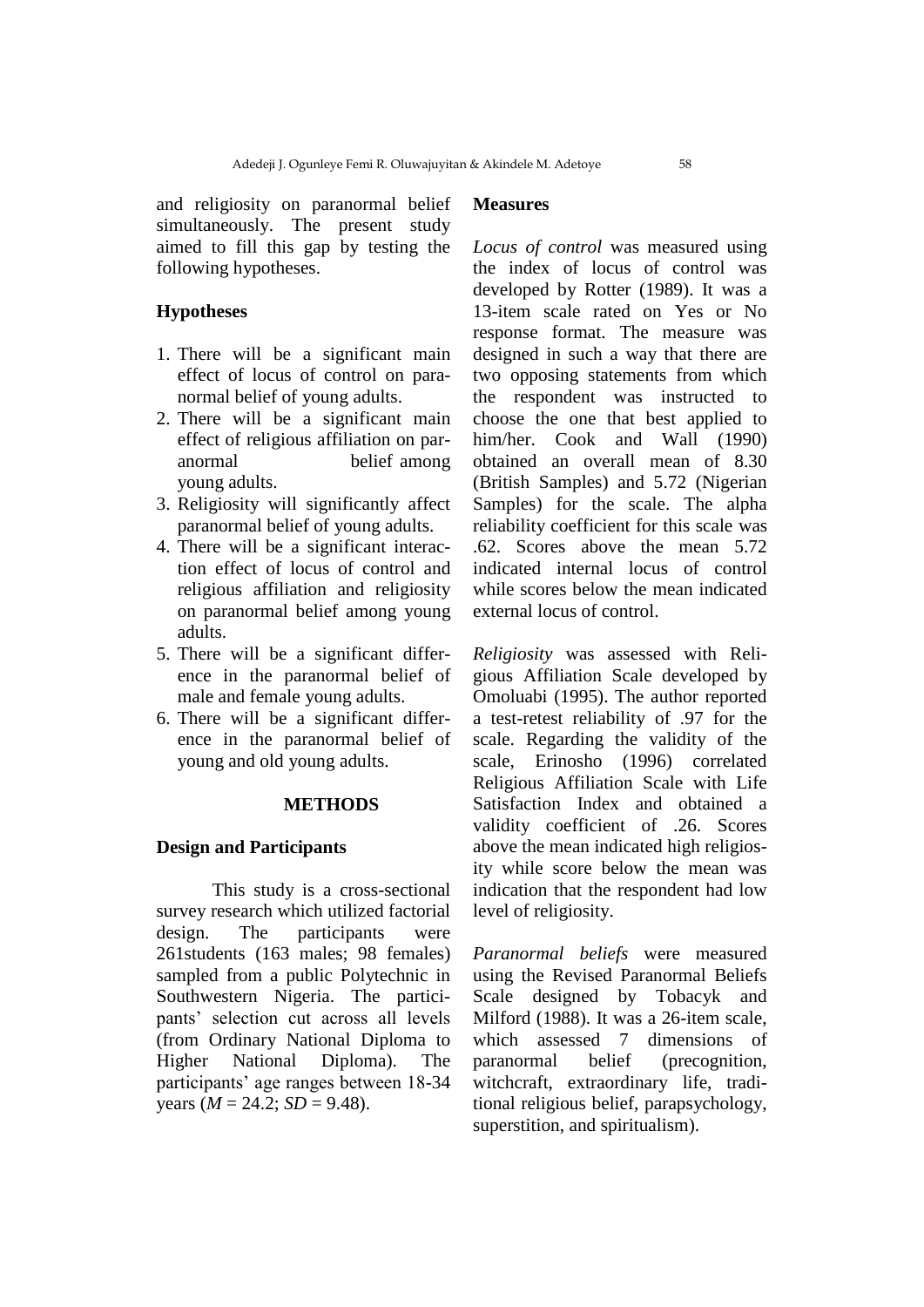and religiosity on paranormal belief simultaneously. The present study aimed to fill this gap by testing the following hypotheses.

## Hypotheses

1. There will be a significant main effect of locus of control on paranormal belief of young adults.
2. There will be a significant main effect of religious affiliation on paranormal belief among young adults.
3. Religiosity will significantly affect paranormal belief of young adults.
4. There will be a significant interaction effect of locus of control and religious affiliation and religiosity on paranormal belief among young adults.
5. There will be a significant difference in the paranormal belief of male and female young adults.
6. There will be a significant difference in the paranormal belief of young and old young adults.

## METHODS

### Design and Participants

This study is a cross-sectional survey research which utilized factorial design. The participants were 261students (163 males; 98 females) sampled from a public Polytechnic in Southwestern Nigeria. The participants' selection cut across all levels (from Ordinary National Diploma to Higher National Diploma). The participants' age ranges between 18-34 years ($M$ = 24.2; $SD$ = 9.48).

### Measures

*Locus of control* was measured using the index of locus of control was developed by Rotter (1989). It was a 13-item scale rated on Yes or No response format. The measure was designed in such a way that there are two opposing statements from which the respondent was instructed to choose the one that best applied to him/her. Cook and Wall (1990) obtained an overall mean of 8.30 (British Samples) and 5.72 (Nigerian Samples) for the scale. The alpha reliability coefficient for this scale was .62. Scores above the mean 5.72 indicated internal locus of control while scores below the mean indicated external locus of control.

*Religiosity* was assessed with Religious Affiliation Scale developed by Omoluabi (1995). The author reported a test-retest reliability of .97 for the scale. Regarding the validity of the scale, Erinosho (1996) correlated Religious Affiliation Scale with Life Satisfaction Index and obtained a validity coefficient of .26. Scores above the mean indicated high religiosity while score below the mean was indication that the respondent had low level of religiosity.

*Paranormal beliefs* were measured using the Revised Paranormal Beliefs Scale designed by Tobacyk and Milford (1988). It was a 26-item scale, which assessed 7 dimensions of paranormal belief (precognition, witchcraft, extraordinary life, traditional religious belief, parapsychology, superstition, and spiritualism).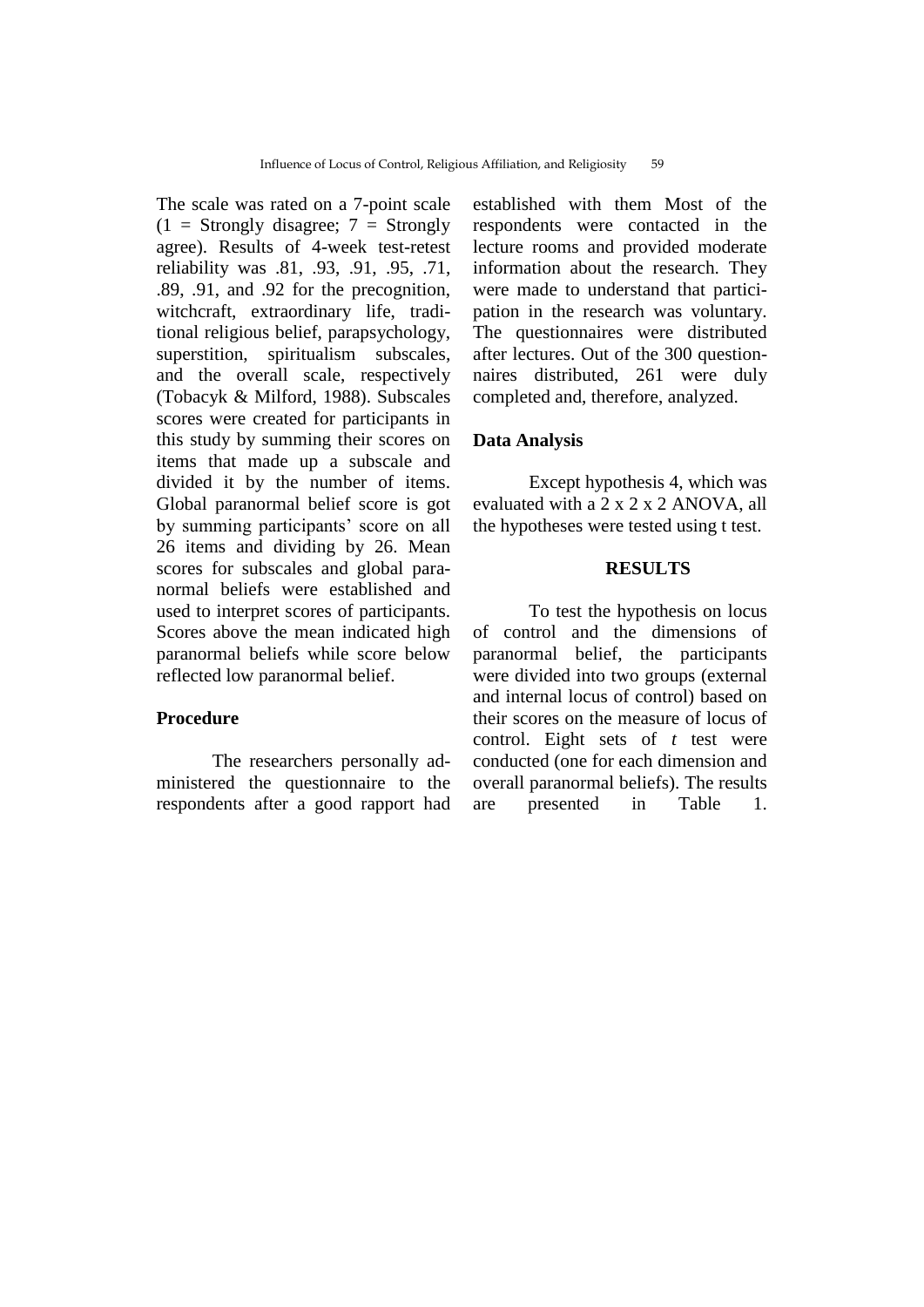The scale was rated on a 7-point scale (1 = Strongly disagree; 7 = Strongly agree). Results of 4-week test-retest reliability was .81, .93, .91, .95, .71, .89, .91, and .92 for the precognition, witchcraft, extraordinary life, traditional religious belief, parapsychology, superstition, spiritualism subscales, and the overall scale, respectively (Tobacyk & Milford, 1988). Subscales scores were created for participants in this study by summing their scores on items that made up a subscale and divided it by the number of items. Global paranormal belief score is got by summing participants' score on all 26 items and dividing by 26. Mean scores for subscales and global paranormal beliefs were established and used to interpret scores of participants. Scores above the mean indicated high paranormal beliefs while score below reflected low paranormal belief.

**Procedure**

The researchers personally administered the questionnaire to the respondents after a good rapport had established with them Most of the respondents were contacted in the lecture rooms and provided moderate information about the research. They were made to understand that participation in the research was voluntary. The questionnaires were distributed after lectures. Out of the 300 questionnaires distributed, 261 were duly completed and, therefore, analyzed.

**Data Analysis**

Except hypothesis 4, which was evaluated with a 2 x 2 x 2 ANOVA, all the hypotheses were tested using t test.

## RESULTS

To test the hypothesis on locus of control and the dimensions of paranormal belief, the participants were divided into two groups (external and internal locus of control) based on their scores on the measure of locus of control. Eight sets of *t* test were conducted (one for each dimension and overall paranormal beliefs). The results are presented in Table 1.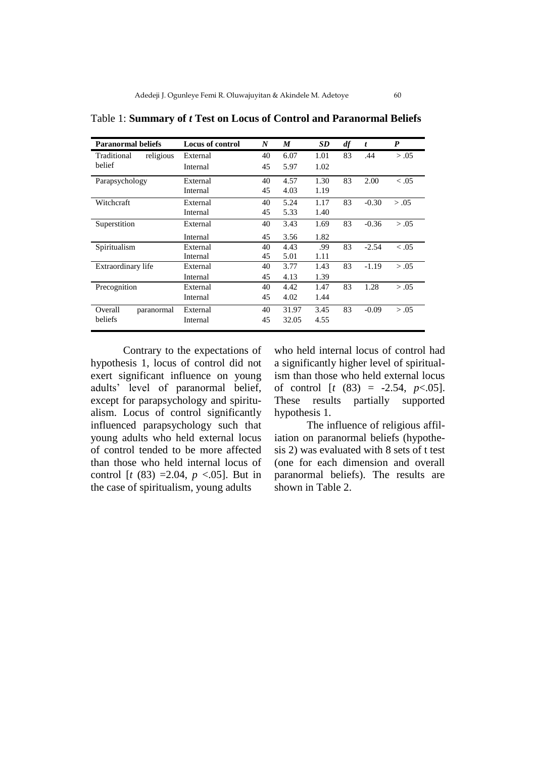Table 1: **Summary of *t* Test on Locus of Control and Paranormal Beliefs**

| Paranormal beliefs | Locus of control | *N* | *M* | *SD* | *df* | *t* | *P* |
|---|---|---|---|---|---|---|---|
| Traditional religious belief | External | 40 | 6.07 | 1.01 | 83 | .44 | > .05 |
| | Internal | 45 | 5.97 | 1.02 | | | |
| Parapsychology | External | 40 | 4.57 | 1.30 | 83 | 2.00 | < .05 |
| | Internal | 45 | 4.03 | 1.19 | | | |
| Witchcraft | External | 40 | 5.24 | 1.17 | 83 | -0.30 | > .05 |
| | Internal | 45 | 5.33 | 1.40 | | | |
| Superstition | External | 40 | 3.43 | 1.69 | 83 | -0.36 | > .05 |
| | Internal | 45 | 3.56 | 1.82 | | | |
| Spiritualism | External | 40 | 4.43 | .99 | 83 | -2.54 | < .05 |
| | Internal | 45 | 5.01 | 1.11 | | | |
| Extraordinary life | External | 40 | 3.77 | 1.43 | 83 | -1.19 | > .05 |
| | Internal | 45 | 4.13 | 1.39 | | | |
| Precognition | External | 40 | 4.42 | 1.47 | 83 | 1.28 | > .05 |
| | Internal | 45 | 4.02 | 1.44 | | | |
| Overall paranormal beliefs | External | 40 | 31.97 | 3.45 | 83 | -0.09 | > .05 |
| | Internal | 45 | 32.05 | 4.55 | | | |

Contrary to the expectations of hypothesis 1, locus of control did not exert significant influence on young adults' level of paranormal belief, except for parapsychology and spiritualism. Locus of control significantly influenced parapsychology such that young adults who held external locus of control tended to be more affected than those who held internal locus of control [$t$ (83) =2.04, $p$ <.05]. But in the case of spiritualism, young adults who held internal locus of control had a significantly higher level of spiritualism than those who held external locus of control [$t$ (83) = -2.54, $p$<.05]. These results partially supported hypothesis 1.

The influence of religious affiliation on paranormal beliefs (hypothesis 2) was evaluated with 8 sets of t test (one for each dimension and overall paranormal beliefs). The results are shown in Table 2.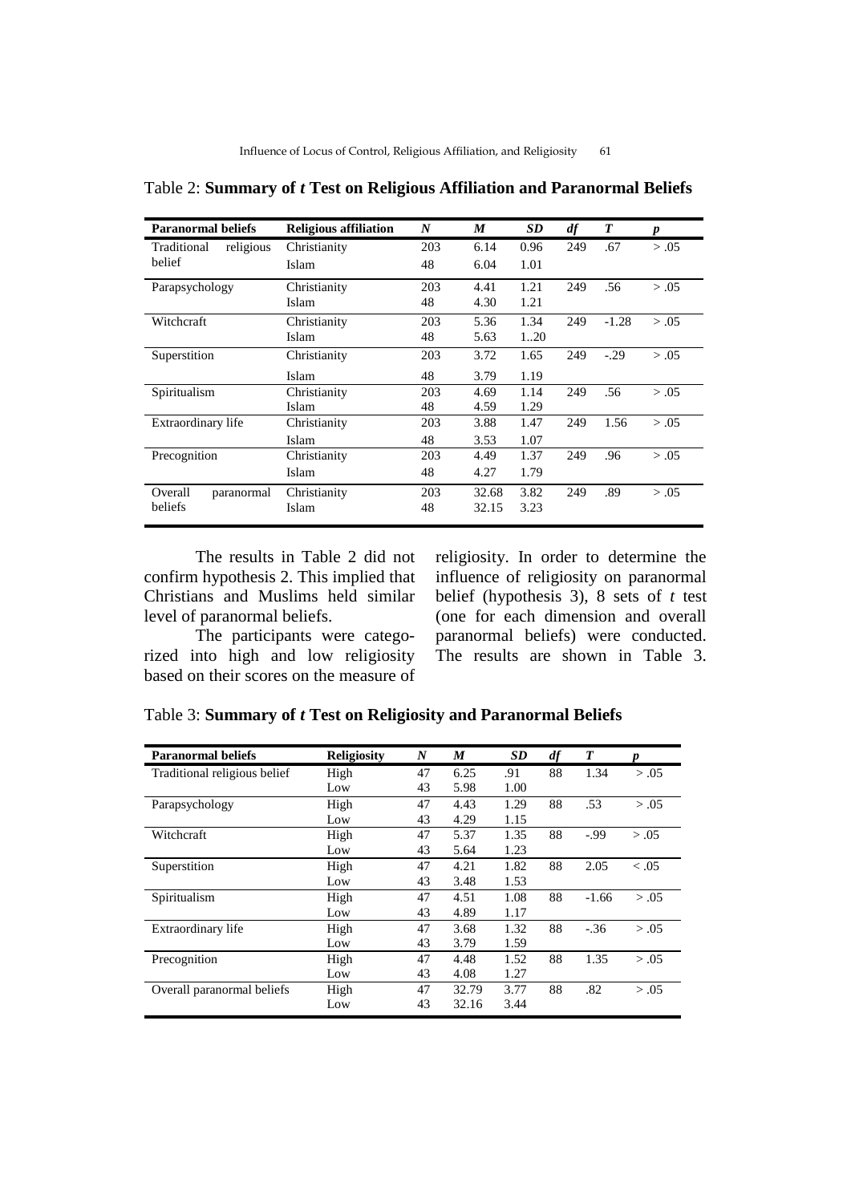Table 2: **Summary of *t* Test on Religious Affiliation and Paranormal Beliefs**

| Paranormal beliefs | Religious affiliation | *N* | *M* | *SD* | *df* | *T* | *p* |
|---|---|---|---|---|---|---|---|
| Traditional religious belief | Christianity | 203 | 6.14 | 0.96 | 249 | .67 | > .05 |
| | Islam | 48 | 6.04 | 1.01 | | | |
| Parapsychology | Christianity | 203 | 4.41 | 1.21 | 249 | .56 | > .05 |
| | Islam | 48 | 4.30 | 1.21 | | | |
| Witchcraft | Christianity | 203 | 5.36 | 1.34 | 249 | -1.28 | > .05 |
| | Islam | 48 | 5.63 | 1..20 | | | |
| Superstition | Christianity | 203 | 3.72 | 1.65 | 249 | -.29 | > .05 |
| | Islam | 48 | 3.79 | 1.19 | | | |
| Spiritualism | Christianity | 203 | 4.69 | 1.14 | 249 | .56 | > .05 |
| | Islam | 48 | 4.59 | 1.29 | | | |
| Extraordinary life | Christianity | 203 | 3.88 | 1.47 | 249 | 1.56 | > .05 |
| | Islam | 48 | 3.53 | 1.07 | | | |
| Precognition | Christianity | 203 | 4.49 | 1.37 | 249 | .96 | > .05 |
| | Islam | 48 | 4.27 | 1.79 | | | |
| Overall paranormal beliefs | Christianity | 203 | 32.68 | 3.82 | 249 | .89 | > .05 |
| | Islam | 48 | 32.15 | 3.23 | | | |

The results in Table 2 did not confirm hypothesis 2. This implied that Christians and Muslims held similar level of paranormal beliefs.

The participants were categorized into high and low religiosity based on their scores on the measure of religiosity. In order to determine the influence of religiosity on paranormal belief (hypothesis 3), 8 sets of *t* test (one for each dimension and overall paranormal beliefs) were conducted. The results are shown in Table 3.

Table 3: **Summary of *t* Test on Religiosity and Paranormal Beliefs**

| Paranormal beliefs | Religiosity | *N* | *M* | *SD* | *df* | *T* | *p* |
|---|---|---|---|---|---|---|---|
| Traditional religious belief | High | 47 | 6.25 | .91 | 88 | 1.34 | > .05 |
| | Low | 43 | 5.98 | 1.00 | | | |
| Parapsychology | High | 47 | 4.43 | 1.29 | 88 | .53 | > .05 |
| | Low | 43 | 4.29 | 1.15 | | | |
| Witchcraft | High | 47 | 5.37 | 1.35 | 88 | -.99 | > .05 |
| | Low | 43 | 5.64 | 1.23 | | | |
| Superstition | High | 47 | 4.21 | 1.82 | 88 | 2.05 | < .05 |
| | Low | 43 | 3.48 | 1.53 | | | |
| Spiritualism | High | 47 | 4.51 | 1.08 | 88 | -1.66 | > .05 |
| | Low | 43 | 4.89 | 1.17 | | | |
| Extraordinary life | High | 47 | 3.68 | 1.32 | 88 | -.36 | > .05 |
| | Low | 43 | 3.79 | 1.59 | | | |
| Precognition | High | 47 | 4.48 | 1.52 | 88 | 1.35 | > .05 |
| | Low | 43 | 4.08 | 1.27 | | | |
| Overall paranormal beliefs | High | 47 | 32.79 | 3.77 | 88 | .82 | > .05 |
| | Low | 43 | 32.16 | 3.44 | | | |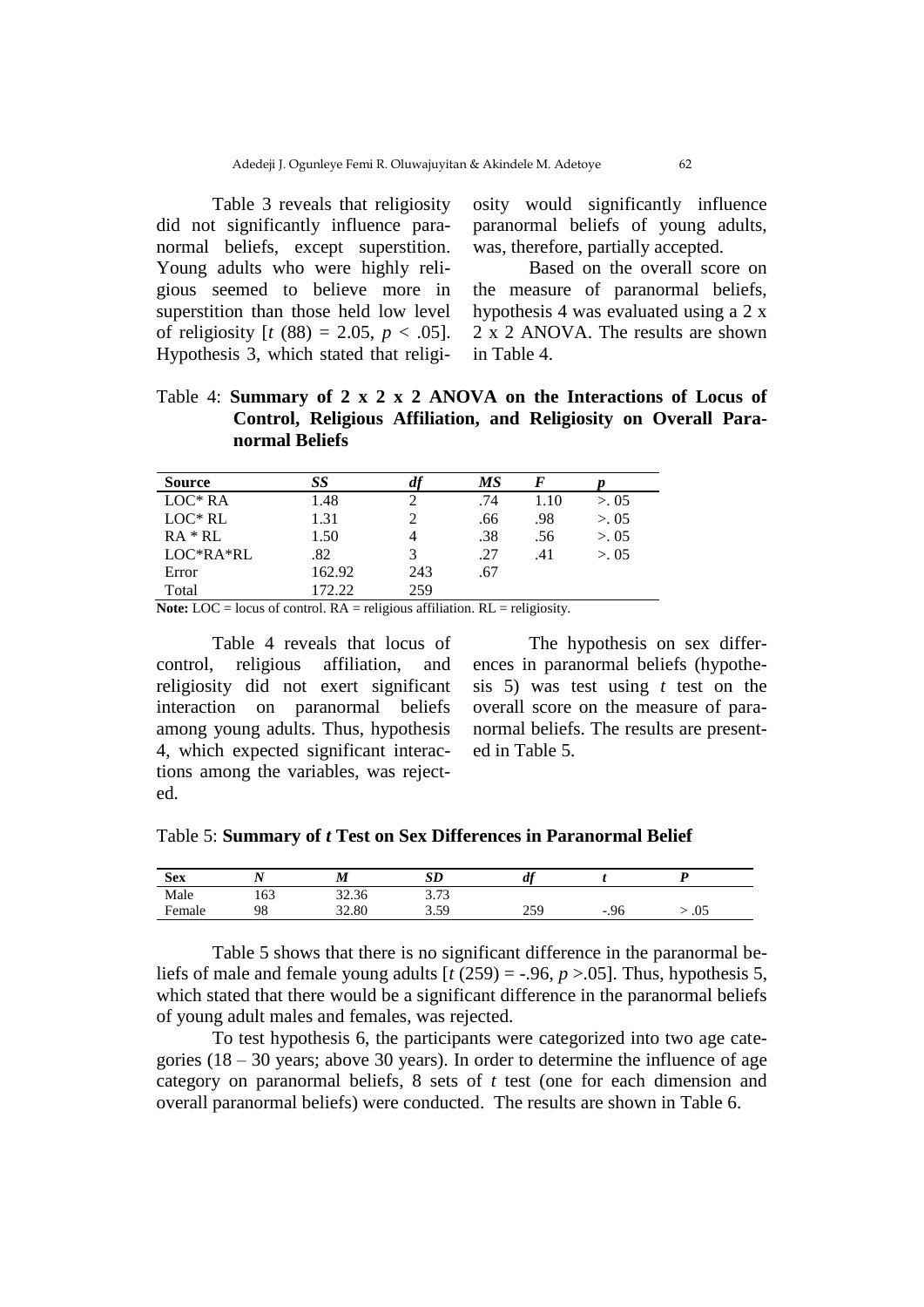Table 3 reveals that religiosity did not significantly influence paranormal beliefs, except superstition. Young adults who were highly religious seemed to believe more in superstition than those held low level of religiosity [$t$ (88) = 2.05, $p$ < .05]. Hypothesis 3, which stated that religiosity would significantly influence paranormal beliefs of young adults, was, therefore, partially accepted.

Based on the overall score on the measure of paranormal beliefs, hypothesis 4 was evaluated using a 2 x 2 x 2 ANOVA. The results are shown in Table 4.

Table 4: **Summary of 2 x 2 x 2 ANOVA on the Interactions of Locus of Control, Religious Affiliation, and Religiosity on Overall Paranormal Beliefs**

| Source | *SS* | *df* | *MS* | *F* | *p* |
|---|---|---|---|---|---|
| LOC* RA | 1.48 | 2 | .74 | 1.10 | >. 05 |
| LOC* RL | 1.31 | 2 | .66 | .98 | >. 05 |
| RA * RL | 1.50 | 4 | .38 | .56 | >. 05 |
| LOC*RA*RL | .82 | 3 | .27 | .41 | >. 05 |
| Error | 162.92 | 243 | .67 | | |
| Total | 172.22 | 259 | | | |

**Note:** LOC = locus of control. RA = religious affiliation. RL = religiosity.

Table 4 reveals that locus of control, religious affiliation, and religiosity did not exert significant interaction on paranormal beliefs among young adults. Thus, hypothesis 4, which expected significant interactions among the variables, was rejected.

The hypothesis on sex differences in paranormal beliefs (hypothesis 5) was test using $t$ test on the overall score on the measure of paranormal beliefs. The results are presented in Table 5.

Table 5: **Summary of *t* Test on Sex Differences in Paranormal Belief**

| Sex | *N* | *M* | *SD* | *df* | *t* | *P* |
|---|---|---|---|---|---|---|
| Male | 163 | 32.36 | 3.73 | | | |
| Female | 98 | 32.80 | 3.59 | 259 | -.96 | > .05 |

Table 5 shows that there is no significant difference in the paranormal beliefs of male and female young adults [$t$ (259) = -.96, $p$ >.05]. Thus, hypothesis 5, which stated that there would be a significant difference in the paranormal beliefs of young adult males and females, was rejected.

To test hypothesis 6, the participants were categorized into two age categories (18 – 30 years; above 30 years). In order to determine the influence of age category on paranormal beliefs, 8 sets of $t$ test (one for each dimension and overall paranormal beliefs) were conducted. The results are shown in Table 6.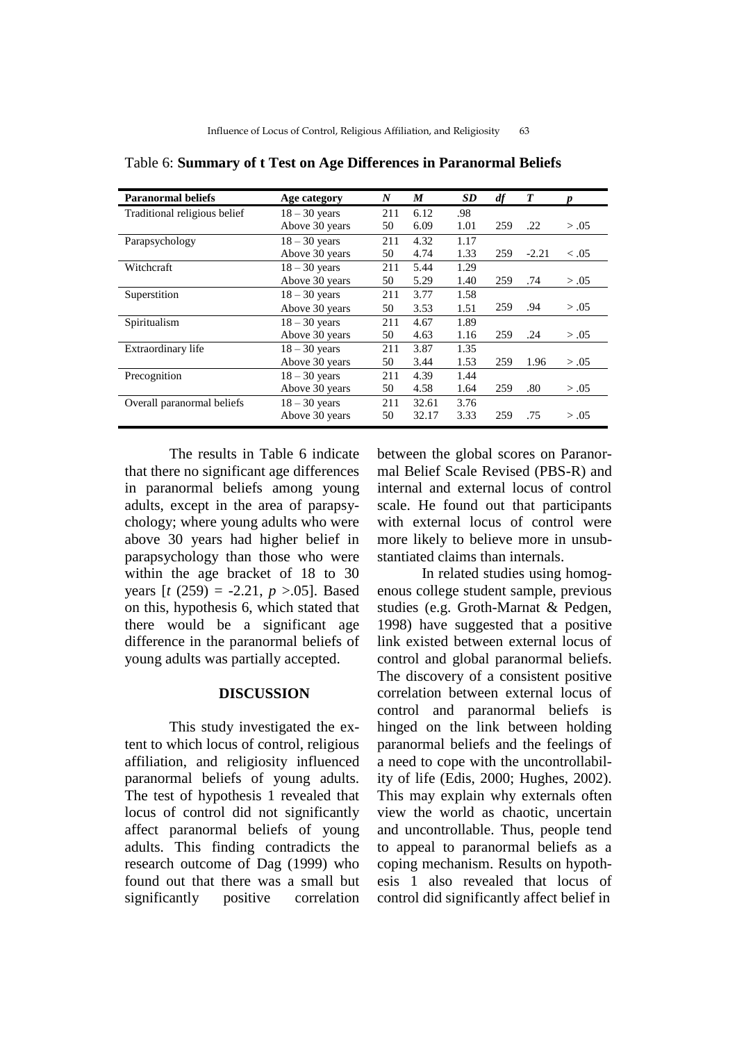Table 6: **Summary of t Test on Age Differences in Paranormal Beliefs**

| Paranormal beliefs | Age category | *N* | *M* | *SD* | *df* | *T* | *p* |
|---|---|---|---|---|---|---|---|
| Traditional religious belief | 18 – 30 years | 211 | 6.12 | .98 | | | |
| | Above 30 years | 50 | 6.09 | 1.01 | 259 | .22 | > .05 |
| Parapsychology | 18 – 30 years | 211 | 4.32 | 1.17 | | | |
| | Above 30 years | 50 | 4.74 | 1.33 | 259 | -2.21 | < .05 |
| Witchcraft | 18 – 30 years | 211 | 5.44 | 1.29 | | | |
| | Above 30 years | 50 | 5.29 | 1.40 | 259 | .74 | > .05 |
| Superstition | 18 – 30 years | 211 | 3.77 | 1.58 | | | |
| | Above 30 years | 50 | 3.53 | 1.51 | 259 | .94 | > .05 |
| Spiritualism | 18 – 30 years | 211 | 4.67 | 1.89 | | | |
| | Above 30 years | 50 | 4.63 | 1.16 | 259 | .24 | > .05 |
| Extraordinary life | 18 – 30 years | 211 | 3.87 | 1.35 | | | |
| | Above 30 years | 50 | 3.44 | 1.53 | 259 | 1.96 | > .05 |
| Precognition | 18 – 30 years | 211 | 4.39 | 1.44 | | | |
| | Above 30 years | 50 | 4.58 | 1.64 | 259 | .80 | > .05 |
| Overall paranormal beliefs | 18 – 30 years | 211 | 32.61 | 3.76 | | | |
| | Above 30 years | 50 | 32.17 | 3.33 | 259 | .75 | > .05 |

The results in Table 6 indicate that there no significant age differences in paranormal beliefs among young adults, except in the area of parapsychology; where young adults who were above 30 years had higher belief in parapsychology than those who were within the age bracket of 18 to 30 years [$t$ (259) = -2.21, $p$ >.05]. Based on this, hypothesis 6, which stated that there would be a significant age difference in the paranormal beliefs of young adults was partially accepted.

## DISCUSSION

This study investigated the extent to which locus of control, religious affiliation, and religiosity influenced paranormal beliefs of young adults. The test of hypothesis 1 revealed that locus of control did not significantly affect paranormal beliefs of young adults. This finding contradicts the research outcome of Dag (1999) who found out that there was a small but significantly positive correlation between the global scores on Paranormal Belief Scale Revised (PBS-R) and internal and external locus of control scale. He found out that participants with external locus of control were more likely to believe more in unsubstantiated claims than internals.

In related studies using homogenous college student sample, previous studies (e.g. Groth-Marnat & Pedgen, 1998) have suggested that a positive link existed between external locus of control and global paranormal beliefs. The discovery of a consistent positive correlation between external locus of control and paranormal beliefs is hinged on the link between holding paranormal beliefs and the feelings of a need to cope with the uncontrollability of life (Edis, 2000; Hughes, 2002). This may explain why externals often view the world as chaotic, uncertain and uncontrollable. Thus, people tend to appeal to paranormal beliefs as a coping mechanism. Results on hypothesis 1 also revealed that locus of control did significantly affect belief in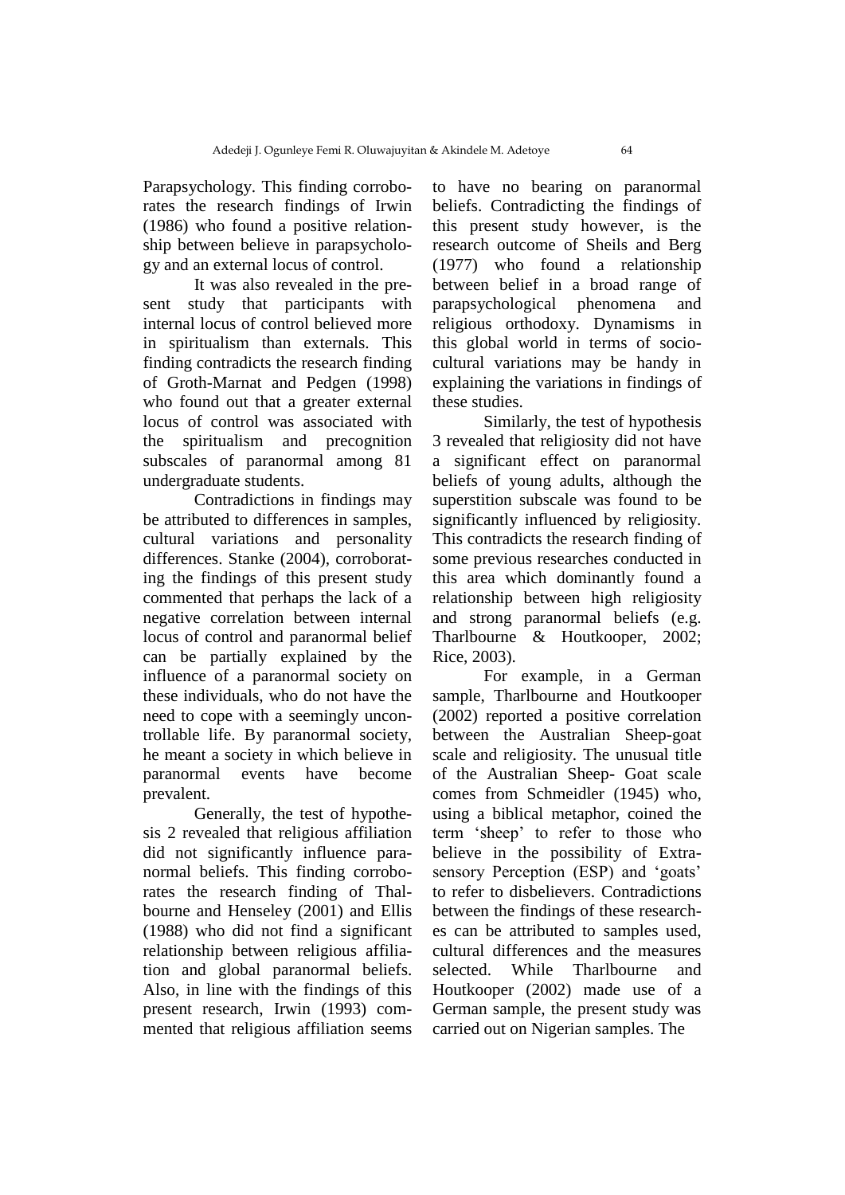Parapsychology. This finding corroborates the research findings of Irwin (1986) who found a positive relationship between believe in parapsychology and an external locus of control.

It was also revealed in the present study that participants with internal locus of control believed more in spiritualism than externals. This finding contradicts the research finding of Groth-Marnat and Pedgen (1998) who found out that a greater external locus of control was associated with the spiritualism and precognition subscales of paranormal among 81 undergraduate students.

Contradictions in findings may be attributed to differences in samples, cultural variations and personality differences. Stanke (2004), corroborating the findings of this present study commented that perhaps the lack of a negative correlation between internal locus of control and paranormal belief can be partially explained by the influence of a paranormal society on these individuals, who do not have the need to cope with a seemingly uncontrollable life. By paranormal society, he meant a society in which believe in paranormal events have become prevalent.

Generally, the test of hypothesis 2 revealed that religious affiliation did not significantly influence paranormal beliefs. This finding corroborates the research finding of Thalbourne and Henseley (2001) and Ellis (1988) who did not find a significant relationship between religious affiliation and global paranormal beliefs. Also, in line with the findings of this present research, Irwin (1993) commented that religious affiliation seems to have no bearing on paranormal beliefs. Contradicting the findings of this present study however, is the research outcome of Sheils and Berg (1977) who found a relationship between belief in a broad range of parapsychological phenomena and religious orthodoxy. Dynamisms in this global world in terms of socio-cultural variations may be handy in explaining the variations in findings of these studies.

Similarly, the test of hypothesis 3 revealed that religiosity did not have a significant effect on paranormal beliefs of young adults, although the superstition subscale was found to be significantly influenced by religiosity. This contradicts the research finding of some previous researches conducted in this area which dominantly found a relationship between high religiosity and strong paranormal beliefs (e.g. Tharlbourne & Houtkooper, 2002; Rice, 2003).

For example, in a German sample, Tharlbourne and Houtkooper (2002) reported a positive correlation between the Australian Sheep-goat scale and religiosity. The unusual title of the Australian Sheep- Goat scale comes from Schmeidler (1945) who, using a biblical metaphor, coined the term 'sheep' to refer to those who believe in the possibility of Extrasensory Perception (ESP) and 'goats' to refer to disbelievers. Contradictions between the findings of these researches can be attributed to samples used, cultural differences and the measures selected. While Tharlbourne and Houtkooper (2002) made use of a German sample, the present study was carried out on Nigerian samples. The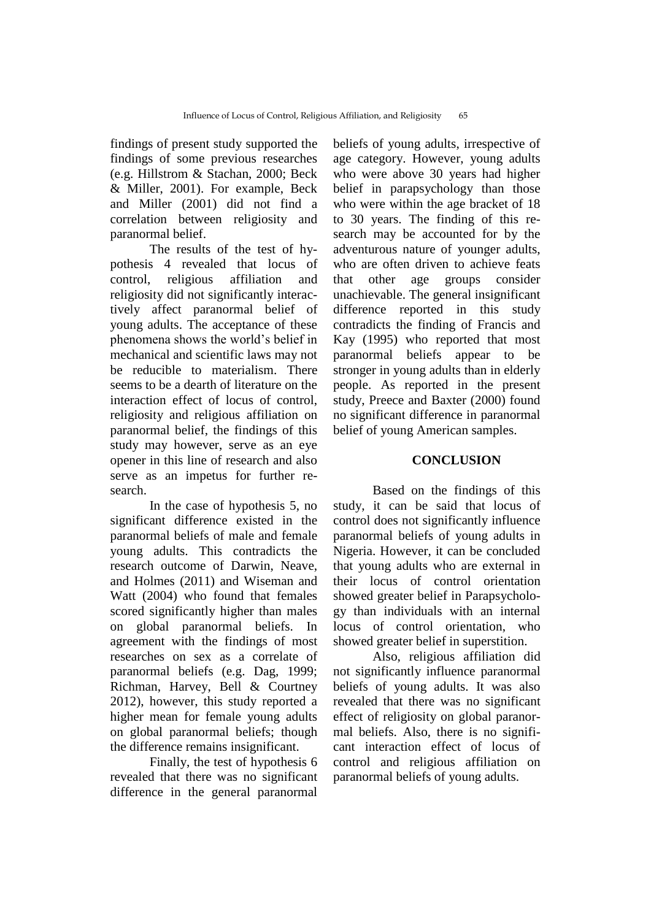findings of present study supported the findings of some previous researches (e.g. Hillstrom & Stachan, 2000; Beck & Miller, 2001). For example, Beck and Miller (2001) did not find a correlation between religiosity and paranormal belief.

The results of the test of hypothesis 4 revealed that locus of control, religious affiliation and religiosity did not significantly interactively affect paranormal belief of young adults. The acceptance of these phenomena shows the world's belief in mechanical and scientific laws may not be reducible to materialism. There seems to be a dearth of literature on the interaction effect of locus of control, religiosity and religious affiliation on paranormal belief, the findings of this study may however, serve as an eye opener in this line of research and also serve as an impetus for further research.

In the case of hypothesis 5, no significant difference existed in the paranormal beliefs of male and female young adults. This contradicts the research outcome of Darwin, Neave, and Holmes (2011) and Wiseman and Watt (2004) who found that females scored significantly higher than males on global paranormal beliefs. In agreement with the findings of most researches on sex as a correlate of paranormal beliefs (e.g. Dag, 1999; Richman, Harvey, Bell & Courtney 2012), however, this study reported a higher mean for female young adults on global paranormal beliefs; though the difference remains insignificant.

Finally, the test of hypothesis 6 revealed that there was no significant difference in the general paranormal beliefs of young adults, irrespective of age category. However, young adults who were above 30 years had higher belief in parapsychology than those who were within the age bracket of 18 to 30 years. The finding of this research may be accounted for by the adventurous nature of younger adults, who are often driven to achieve feats that other age groups consider unachievable. The general insignificant difference reported in this study contradicts the finding of Francis and Kay (1995) who reported that most paranormal beliefs appear to be stronger in young adults than in elderly people. As reported in the present study, Preece and Baxter (2000) found no significant difference in paranormal belief of young American samples.

## CONCLUSION

Based on the findings of this study, it can be said that locus of control does not significantly influence paranormal beliefs of young adults in Nigeria. However, it can be concluded that young adults who are external in their locus of control orientation showed greater belief in Parapsychology than individuals with an internal locus of control orientation, who showed greater belief in superstition.

Also, religious affiliation did not significantly influence paranormal beliefs of young adults. It was also revealed that there was no significant effect of religiosity on global paranormal beliefs. Also, there is no significant interaction effect of locus of control and religious affiliation on paranormal beliefs of young adults.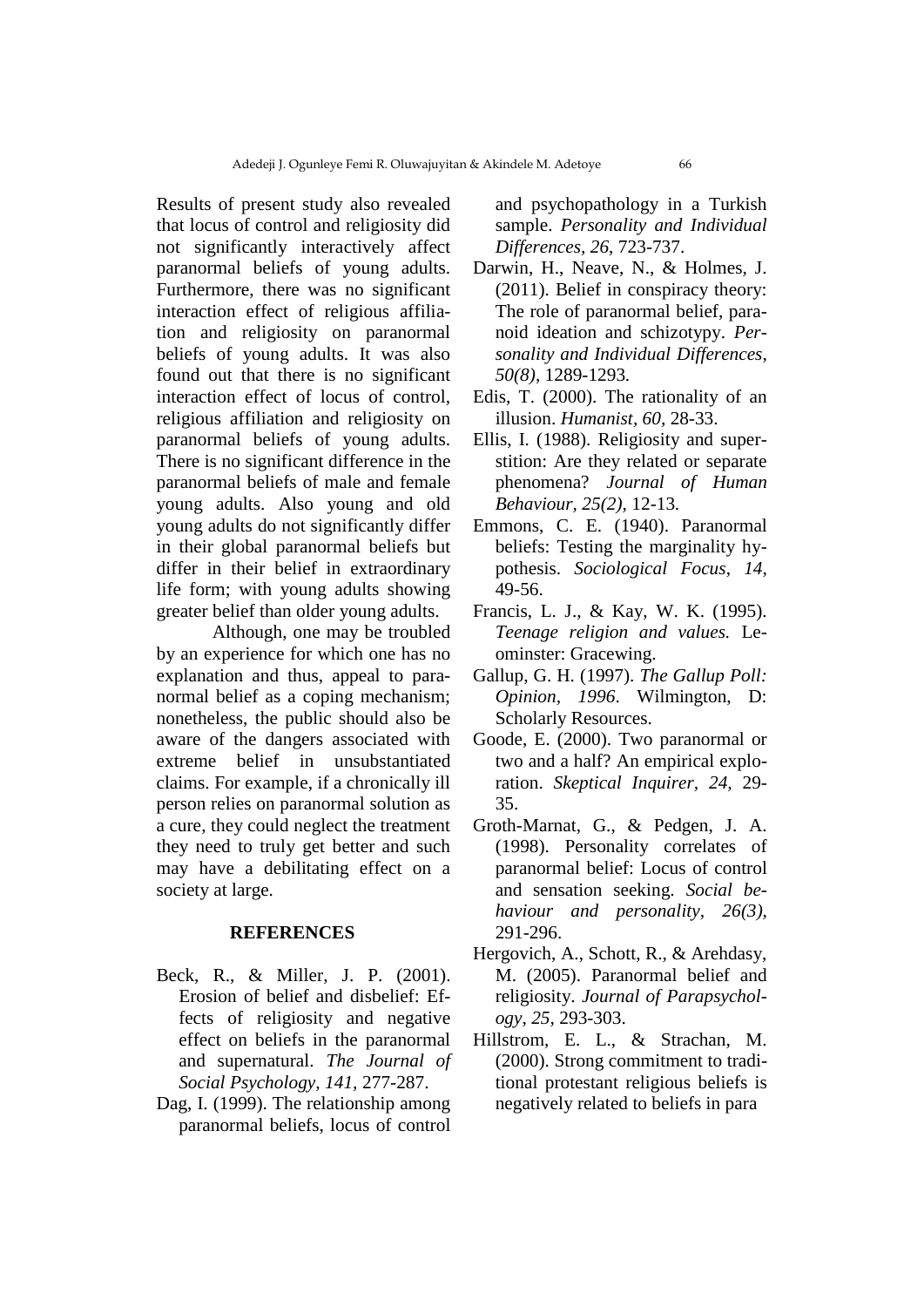Results of present study also revealed that locus of control and religiosity did not significantly interactively affect paranormal beliefs of young adults. Furthermore, there was no significant interaction effect of religious affiliation and religiosity on paranormal beliefs of young adults. It was also found out that there is no significant interaction effect of locus of control, religious affiliation and religiosity on paranormal beliefs of young adults. There is no significant difference in the paranormal beliefs of male and female young adults. Also young and old young adults do not significantly differ in their global paranormal beliefs but differ in their belief in extraordinary life form; with young adults showing greater belief than older young adults.

Although, one may be troubled by an experience for which one has no explanation and thus, appeal to paranormal belief as a coping mechanism; nonetheless, the public should also be aware of the dangers associated with extreme belief in unsubstantiated claims. For example, if a chronically ill person relies on paranormal solution as a cure, they could neglect the treatment they need to truly get better and such may have a debilitating effect on a society at large.

## REFERENCES

Beck, R., & Miller, J. P. (2001). Erosion of belief and disbelief: Effects of religiosity and negative effect on beliefs in the paranormal and supernatural. *The Journal of Social Psychology, 141,* 277-287.

Dag, I. (1999). The relationship among paranormal beliefs, locus of control and psychopathology in a Turkish sample. *Personality and Individual Differences, 26*, 723-737.

Darwin, H., Neave, N., & Holmes, J. (2011). Belief in conspiracy theory: The role of paranormal belief, paranoid ideation and schizotypy. *Personality and Individual Differences, 50(8),* 1289-1293.

Edis, T. (2000). The rationality of an illusion. *Humanist, 60,* 28-33.

Ellis, I. (1988). Religiosity and superstition: Are they related or separate phenomena? *Journal of Human Behaviour, 25(2),* 12-13.

Emmons, C. E. (1940). Paranormal beliefs: Testing the marginality hypothesis. *Sociological Focus, 14,* 49-56.

Francis, L. J., & Kay, W. K. (1995). *Teenage religion and values.* Leominster: Gracewing.

Gallup, G. H. (1997). *The Gallup Poll: Opinion, 1996*. Wilmington, D: Scholarly Resources.

Goode, E. (2000). Two paranormal or two and a half? An empirical exploration. *Skeptical Inquirer, 24,* 29-35.

Groth-Marnat, G., & Pedgen, J. A. (1998). Personality correlates of paranormal belief: Locus of control and sensation seeking. *Social behaviour and personality, 26(3),* 291-296.

Hergovich, A., Schott, R., & Arehdasy, M. (2005). Paranormal belief and religiosity. *Journal of Parapsychology, 25*, 293-303.

Hillstrom, E. L., & Strachan, M. (2000). Strong commitment to traditional protestant religious beliefs is negatively related to beliefs in para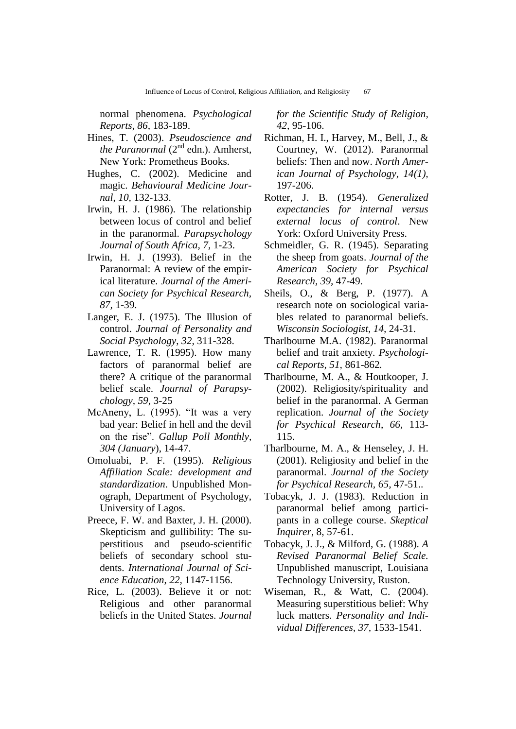normal phenomena. *Psychological Reports, 86*, 183-189.

Hines, T. (2003). *Pseudoscience and the Paranormal* (2nd edn.). Amherst, New York: Prometheus Books.

Hughes, C. (2002). Medicine and magic. *Behavioural Medicine Journal*, *10*, 132-133.

Irwin, H. J. (1986). The relationship between locus of control and belief in the paranormal. *Parapsychology Journal of South Africa, 7*, 1-23.

Irwin, H. J. (1993). Belief in the Paranormal: A review of the empirical literature. *Journal of the American Society for Psychical Research*, *87*, 1-39.

Langer, E. J. (1975). The Illusion of control. *Journal of Personality and Social Psychology, 32,* 311-328.

Lawrence, T. R. (1995). How many factors of paranormal belief are there? A critique of the paranormal belief scale. *Journal of Parapsychology, 59,* 3-25

McAneny, L. (1995). "It was a very bad year: Belief in hell and the devil on the rise". *Gallup Poll Monthly, 304 (January*), 14-47.

Omoluabi, P. F. (1995). *Religious Affiliation Scale: development and standardization*. Unpublished Monograph, Department of Psychology, University of Lagos.

Preece, F. W. and Baxter, J. H. (2000). Skepticism and gullibility: The superstitious and pseudo-scientific beliefs of secondary school students. *International Journal of Science Education*, *22*, 1147-1156.

Rice, L. (2003). Believe it or not: Religious and other paranormal beliefs in the United States. *Journal for the Scientific Study of Religion, 42*, 95-106.

Richman, H. I., Harvey, M., Bell, J., & Courtney, W. (2012). Paranormal beliefs: Then and now. *North American Journal of Psychology, 14(1)*, 197-206.

Rotter, J. B. (1954). *Generalized expectancies for internal versus external locus of control*. New York: Oxford University Press.

Schmeidler, G. R. (1945). Separating the sheep from goats. *Journal of the American Society for Psychical Research, 39,* 47-49.

Sheils, O., & Berg, P. (1977). A research note on sociological variables related to paranormal beliefs. *Wisconsin Sociologist*, *14,* 24-31.

Tharlbourne M.A. (1982). Paranormal belief and trait anxiety. *Psychological Reports, 51,* 861-862*.*

Tharlbourne, M. A., & Houtkooper, J. (2002). Religiosity/spirituality and belief in the paranormal. A German replication. *Journal of the Society for Psychical Research*, *66,* 113-115.

Tharlbourne, M. A., & Henseley, J. H. (2001). Religiosity and belief in the paranormal. *Journal of the Society for Psychical Research, 65,* 47-51..

Tobacyk, J. J. (1983). Reduction in paranormal belief among participants in a college course. *Skeptical Inquirer*, 8, 57-61.

Tobacyk, J. J., & Milford, G. (1988). *A Revised Paranormal Belief Scale.* Unpublished manuscript, Louisiana Technology University, Ruston.

Wiseman, R., & Watt, C. (2004). Measuring superstitious belief: Why luck matters. *Personality and Individual Differences*, *37,* 1533-1541.